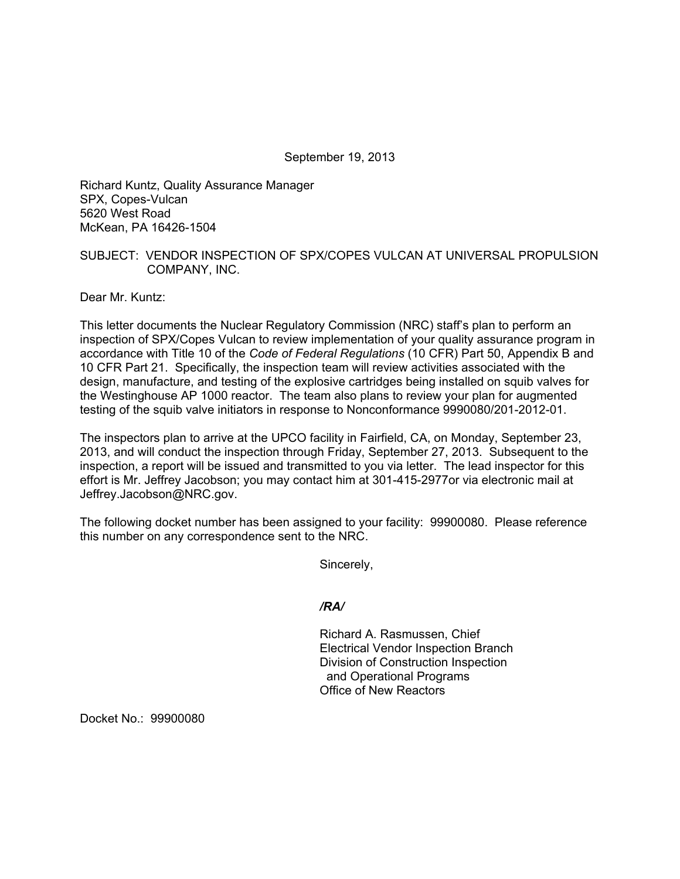September 19, 2013

Richard Kuntz, Quality Assurance Manager
SPX, Copes-Vulcan
5620 West Road
McKean, PA 16426-1504

SUBJECT: VENDOR INSPECTION OF SPX/COPES VULCAN AT UNIVERSAL PROPULSION COMPANY, INC.

Dear Mr. Kuntz:

This letter documents the Nuclear Regulatory Commission (NRC) staff's plan to perform an inspection of SPX/Copes Vulcan to review implementation of your quality assurance program in accordance with Title 10 of the *Code of Federal Regulations* (10 CFR) Part 50, Appendix B and 10 CFR Part 21. Specifically, the inspection team will review activities associated with the design, manufacture, and testing of the explosive cartridges being installed on squib valves for the Westinghouse AP 1000 reactor. The team also plans to review your plan for augmented testing of the squib valve initiators in response to Nonconformance 9990080/201-2012-01.

The inspectors plan to arrive at the UPCO facility in Fairfield, CA, on Monday, September 23, 2013, and will conduct the inspection through Friday, September 27, 2013. Subsequent to the inspection, a report will be issued and transmitted to you via letter. The lead inspector for this effort is Mr. Jeffrey Jacobson; you may contact him at 301-415-2977or via electronic mail at Jeffrey.Jacobson@NRC.gov.

The following docket number has been assigned to your facility: 99900080. Please reference this number on any correspondence sent to the NRC.

Sincerely,

***/RA/***

Richard A. Rasmussen, Chief
Electrical Vendor Inspection Branch
Division of Construction Inspection
and Operational Programs
Office of New Reactors

Docket No.: 99900080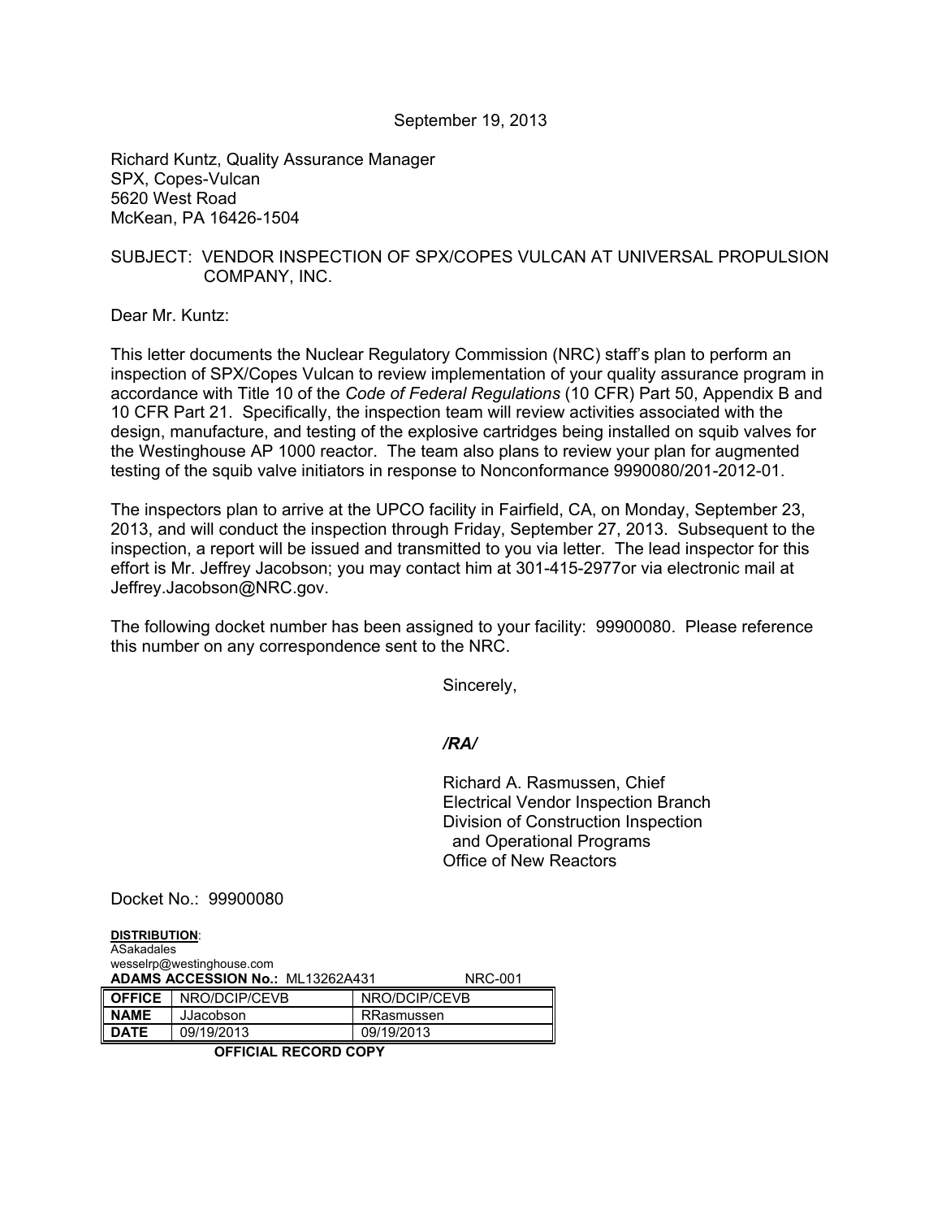September 19, 2013

Richard Kuntz, Quality Assurance Manager
SPX, Copes-Vulcan
5620 West Road
McKean, PA 16426-1504

SUBJECT: VENDOR INSPECTION OF SPX/COPES VULCAN AT UNIVERSAL PROPULSION COMPANY, INC.

Dear Mr. Kuntz:

This letter documents the Nuclear Regulatory Commission (NRC) staff's plan to perform an inspection of SPX/Copes Vulcan to review implementation of your quality assurance program in accordance with Title 10 of the *Code of Federal Regulations* (10 CFR) Part 50, Appendix B and 10 CFR Part 21. Specifically, the inspection team will review activities associated with the design, manufacture, and testing of the explosive cartridges being installed on squib valves for the Westinghouse AP 1000 reactor. The team also plans to review your plan for augmented testing of the squib valve initiators in response to Nonconformance 9990080/201-2012-01.

The inspectors plan to arrive at the UPCO facility in Fairfield, CA, on Monday, September 23, 2013, and will conduct the inspection through Friday, September 27, 2013. Subsequent to the inspection, a report will be issued and transmitted to you via letter. The lead inspector for this effort is Mr. Jeffrey Jacobson; you may contact him at 301-415-2977or via electronic mail at Jeffrey.Jacobson@NRC.gov.

The following docket number has been assigned to your facility: 99900080. Please reference this number on any correspondence sent to the NRC.

Sincerely,

*/RA/*

Richard A. Rasmussen, Chief
Electrical Vendor Inspection Branch
Division of Construction Inspection
and Operational Programs
Office of New Reactors

Docket No.: 99900080

**DISTRIBUTION**:
ASakadales
wesselrp@westinghouse.com
**ADAMS ACCESSION No.:** ML13262A431 NRC-001

| **OFFICE** | NRO/DCIP/CEVB | NRO/DCIP/CEVB |
|---|---|---|
| **NAME** | JJacobson | RRasmussen |
| **DATE** | 09/19/2013 | 09/19/2013 |

**OFFICIAL RECORD COPY**